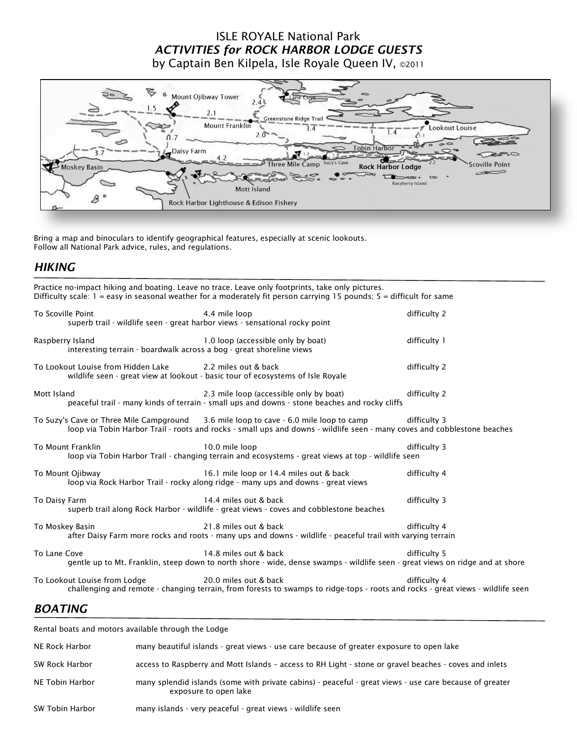# ISLE ROYALE National Park
## *ACTIVITIES for ROCK HARBOR LODGE GUESTS*
by Captain Ben Kilpela, Isle Royale Queen IV, ©2011

Bring a map and binoculars to identify geographical features, especially at scenic lookouts.
Follow all National Park advice, rules, and regulations.

## *HIKING*

Practice no-impact hiking and boating. Leave no trace. Leave only footprints, take only pictures.
Difficulty scale: 1 = easy in seasonal weather for a moderately fit person carrying 15 pounds; 5 = difficult for same

| Destination | Distance | Difficulty |
|---|---|---|
| To Scoville Point | 4.4 mile loop | difficulty 2 |
| superb trail - wildlife seen - great harbor views - sensational rocky point | | |
| Raspberry Island | 1.0 loop (accessible only by boat) | difficulty 1 |
| interesting terrain - boardwalk across a bog - great shoreline views | | |
| To Lookout Louise from Hidden Lake | 2.2 miles out & back | difficulty 2 |
| wildlife seen - great view at lookout - basic tour of ecosystems of Isle Royale | | |
| Mott Island | 2.3 mile loop (accessible only by boat) | difficulty 2 |
| peaceful trail - many kinds of terrain - small ups and downs - stone beaches and rocky cliffs | | |
| To Suzy's Cave or Three Mile Campground | 3.6 mile loop to cave - 6.0 mile loop to camp | difficulty 3 |
| loop via Tobin Harbor Trail - roots and rocks - small ups and downs - wildlife seen - many coves and cobblestone beaches | | |
| To Mount Franklin | 10.0 mile loop | difficulty 3 |
| loop via Tobin Harbor Trail - changing terrain and ecosystems - great views at top - wildlife seen | | |
| To Mount Ojibway | 16.1 mile loop or 14.4 miles out & back | difficulty 4 |
| loop via Rock Harbor Trail - rocky along ridge - many ups and downs - great views | | |
| To Daisy Farm | 14.4 miles out & back | difficulty 3 |
| superb trail along Rock Harbor - wildlife - great views - coves and cobblestone beaches | | |
| To Moskey Basin | 21.8 miles out & back | difficulty 4 |
| after Daisy Farm more rocks and roots - many ups and downs - wildlife - peaceful trail with varying terrain | | |
| To Lane Cove | 14.8 miles out & back | difficulty 5 |
| gentle up to Mt. Franklin, steep down to north shore - wide, dense swamps - wildlife seen - great views on ridge and at shore | | |
| To Lookout Louise from Lodge | 20.0 miles out & back | difficulty 4 |
| challenging and remote - changing terrain, from forests to swamps to ridge-tops - roots and rocks - great views - wildlife seen | | |

## *BOATING*

Rental boats and motors available through the Lodge

| Area | Description |
|---|---|
| NE Rock Harbor | many beautiful islands - great views - use care because of greater exposure to open lake |
| SW Rock Harbor | access to Raspberry and Mott Islands – access to RH Light - stone or gravel beaches - coves and inlets |
| NE Tobin Harbor | many splendid islands (some with private cabins) - peaceful - great views - use care because of greater exposure to open lake |
| SW Tobin Harbor | many islands - very peaceful - great views - wildlife seen |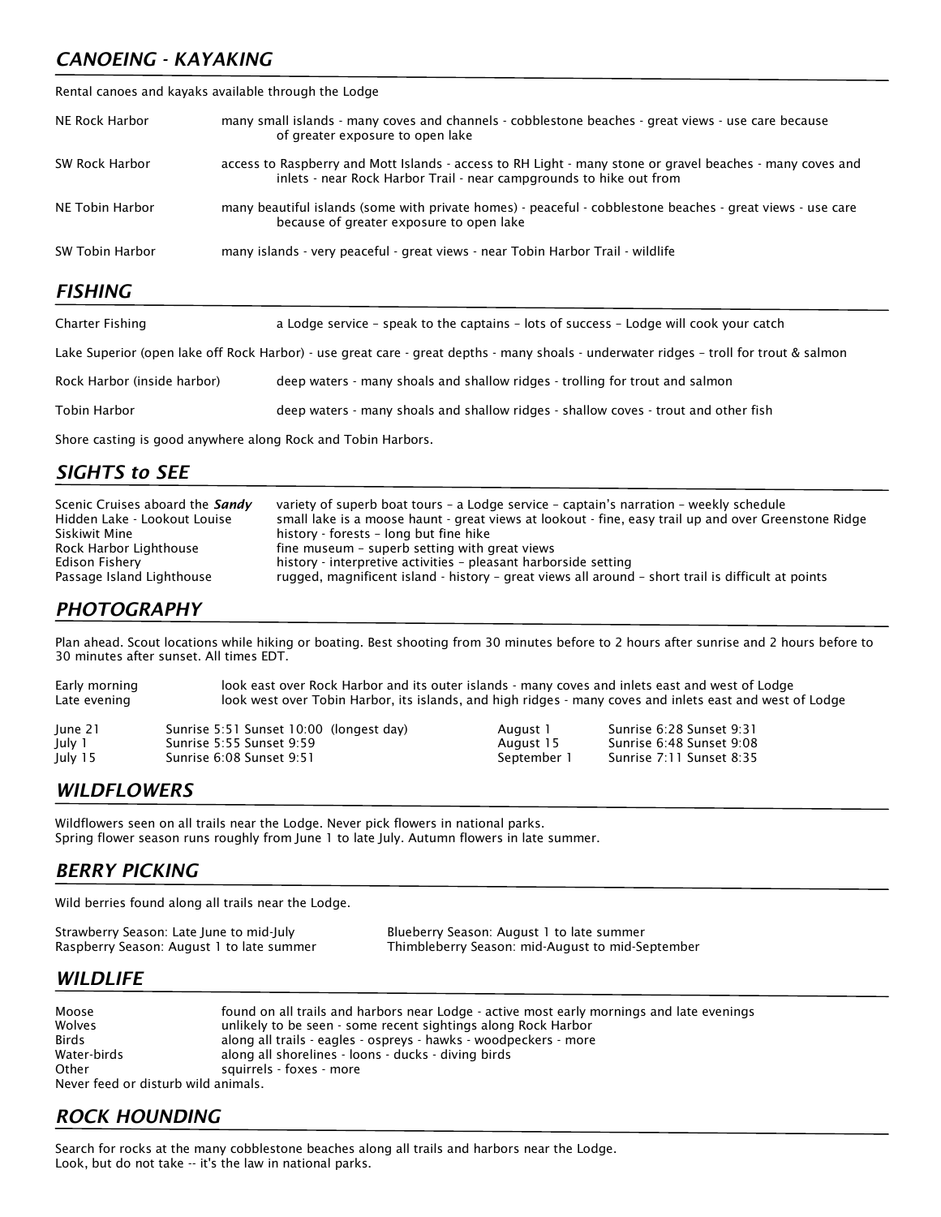## *CANOEING - KAYAKING*

Rental canoes and kayaks available through the Lodge

| | |
|---|---|
| NE Rock Harbor | many small islands - many coves and channels - cobblestone beaches - great views - use care because of greater exposure to open lake |
| SW Rock Harbor | access to Raspberry and Mott Islands - access to RH Light - many stone or gravel beaches - many coves and inlets - near Rock Harbor Trail - near campgrounds to hike out from |
| NE Tobin Harbor | many beautiful islands (some with private homes) - peaceful - cobblestone beaches - great views - use care because of greater exposure to open lake |
| SW Tobin Harbor | many islands - very peaceful - great views - near Tobin Harbor Trail - wildlife |

## *FISHING*

Charter Fishing — a Lodge service – speak to the captains – lots of success – Lodge will cook your catch

Lake Superior (open lake off Rock Harbor) - use great care - great depths - many shoals - underwater ridges – troll for trout & salmon

Rock Harbor (inside harbor) — deep waters - many shoals and shallow ridges - trolling for trout and salmon

Tobin Harbor — deep waters - many shoals and shallow ridges - shallow coves - trout and other fish

Shore casting is good anywhere along Rock and Tobin Harbors.

## *SIGHTS to SEE*

| | |
|---|---|
| Scenic Cruises aboard the ***Sandy*** | variety of superb boat tours – a Lodge service – captain's narration – weekly schedule |
| Hidden Lake - Lookout Louise | small lake is a moose haunt - great views at lookout - fine, easy trail up and over Greenstone Ridge |
| Siskiwit Mine | history - forests – long but fine hike |
| Rock Harbor Lighthouse | fine museum – superb setting with great views |
| Edison Fishery | history - interpretive activities – pleasant harborside setting |
| Passage Island Lighthouse | rugged, magnificent island - history – great views all around – short trail is difficult at points |

## *PHOTOGRAPHY*

Plan ahead. Scout locations while hiking or boating. Best shooting from 30 minutes before to 2 hours after sunrise and 2 hours before to 30 minutes after sunset. All times EDT.

| | |
|---|---|
| Early morning | look east over Rock Harbor and its outer islands - many coves and inlets east and west of Lodge |
| Late evening | look west over Tobin Harbor, its islands, and high ridges - many coves and inlets east and west of Lodge |

| | |
|---|---|
| June 21 | Sunrise 5:51 Sunset 10:00 (longest day) |
| July 1 | Sunrise 5:55 Sunset 9:59 |
| July 15 | Sunrise 6:08 Sunset 9:51 |
| August 1 | Sunrise 6:28 Sunset 9:31 |
| August 15 | Sunrise 6:48 Sunset 9:08 |
| September 1 | Sunrise 7:11 Sunset 8:35 |

## *WILDFLOWERS*

Wildflowers seen on all trails near the Lodge. Never pick flowers in national parks.
Spring flower season runs roughly from June 1 to late July. Autumn flowers in late summer.

## *BERRY PICKING*

Wild berries found along all trails near the Lodge.

Strawberry Season: Late June to mid-July
Raspberry Season: August 1 to late summer
Blueberry Season: August 1 to late summer
Thimbleberry Season: mid-August to mid-September

## *WILDLIFE*

| | |
|---|---|
| Moose | found on all trails and harbors near Lodge - active most early mornings and late evenings |
| Wolves | unlikely to be seen - some recent sightings along Rock Harbor |
| Birds | along all trails - eagles - ospreys - hawks - woodpeckers - more |
| Water-birds | along all shorelines - loons - ducks - diving birds |
| Other | squirrels - foxes - more |

Never feed or disturb wild animals.

## *ROCK HOUNDING*

Search for rocks at the many cobblestone beaches along all trails and harbors near the Lodge.
Look, but do not take -- it's the law in national parks.